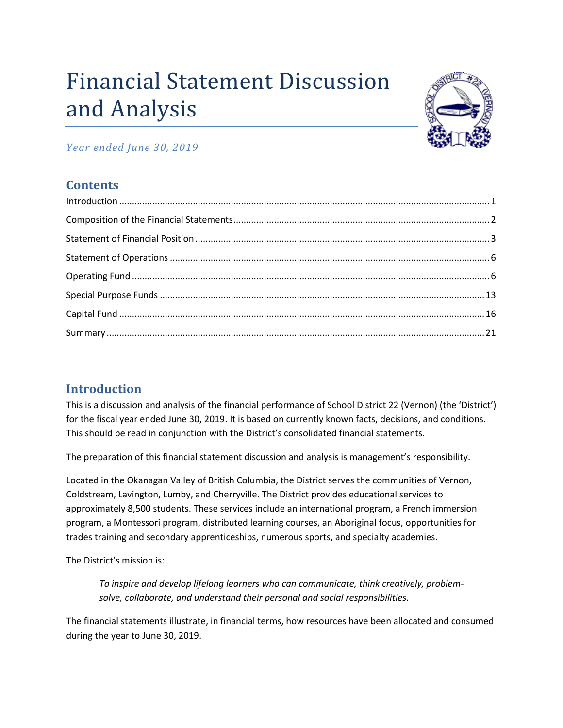# Financial Statement Discussion and Analysis

*Year ended June 30, 2019*

## Contents

- Introduction ........ 1
- Composition of the Financial Statements ........ 2
- Statement of Financial Position ........ 3
- Statement of Operations ........ 6
- Operating Fund ........ 6
- Special Purpose Funds ........ 13
- Capital Fund ........ 16
- Summary ........ 21

## Introduction

This is a discussion and analysis of the financial performance of School District 22 (Vernon) (the 'District') for the fiscal year ended June 30, 2019. It is based on currently known facts, decisions, and conditions. This should be read in conjunction with the District's consolidated financial statements.

The preparation of this financial statement discussion and analysis is management's responsibility.

Located in the Okanagan Valley of British Columbia, the District serves the communities of Vernon, Coldstream, Lavington, Lumby, and Cherryville. The District provides educational services to approximately 8,500 students. These services include an international program, a French immersion program, a Montessori program, distributed learning courses, an Aboriginal focus, opportunities for trades training and secondary apprenticeships, numerous sports, and specialty academies.

The District's mission is:

> *To inspire and develop lifelong learners who can communicate, think creatively, problem-solve, collaborate, and understand their personal and social responsibilities.*

The financial statements illustrate, in financial terms, how resources have been allocated and consumed during the year to June 30, 2019.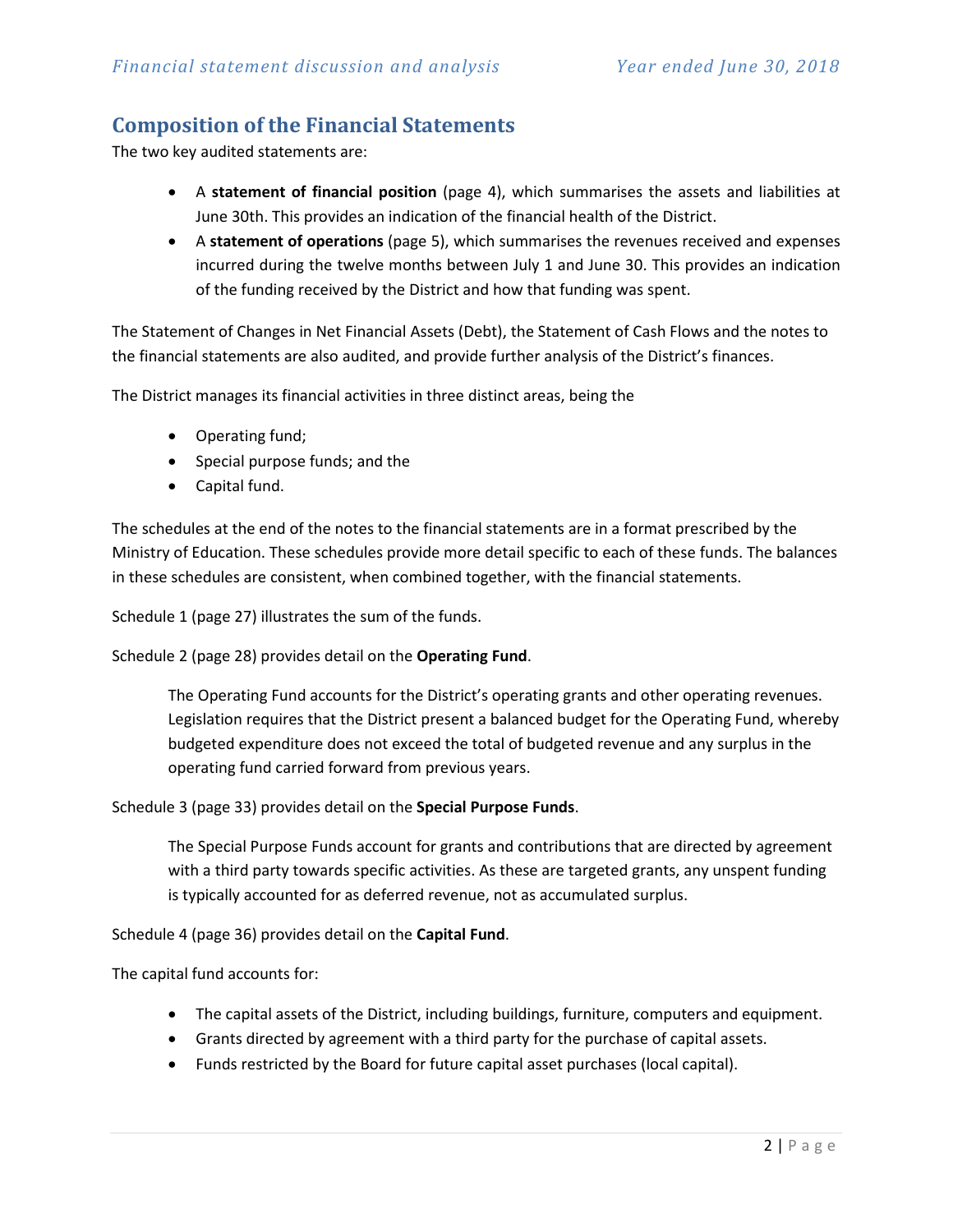## Composition of the Financial Statements

The two key audited statements are:

- A **statement of financial position** (page 4), which summarises the assets and liabilities at June 30th. This provides an indication of the financial health of the District.
- A **statement of operations** (page 5), which summarises the revenues received and expenses incurred during the twelve months between July 1 and June 30. This provides an indication of the funding received by the District and how that funding was spent.

The Statement of Changes in Net Financial Assets (Debt), the Statement of Cash Flows and the notes to the financial statements are also audited, and provide further analysis of the District's finances.

The District manages its financial activities in three distinct areas, being the

- Operating fund;
- Special purpose funds; and the
- Capital fund.

The schedules at the end of the notes to the financial statements are in a format prescribed by the Ministry of Education. These schedules provide more detail specific to each of these funds. The balances in these schedules are consistent, when combined together, with the financial statements.

Schedule 1 (page 27) illustrates the sum of the funds.

Schedule 2 (page 28) provides detail on the **Operating Fund**.

> The Operating Fund accounts for the District's operating grants and other operating revenues. Legislation requires that the District present a balanced budget for the Operating Fund, whereby budgeted expenditure does not exceed the total of budgeted revenue and any surplus in the operating fund carried forward from previous years.

Schedule 3 (page 33) provides detail on the **Special Purpose Funds**.

> The Special Purpose Funds account for grants and contributions that are directed by agreement with a third party towards specific activities. As these are targeted grants, any unspent funding is typically accounted for as deferred revenue, not as accumulated surplus.

Schedule 4 (page 36) provides detail on the **Capital Fund**.

The capital fund accounts for:

- The capital assets of the District, including buildings, furniture, computers and equipment.
- Grants directed by agreement with a third party for the purchase of capital assets.
- Funds restricted by the Board for future capital asset purchases (local capital).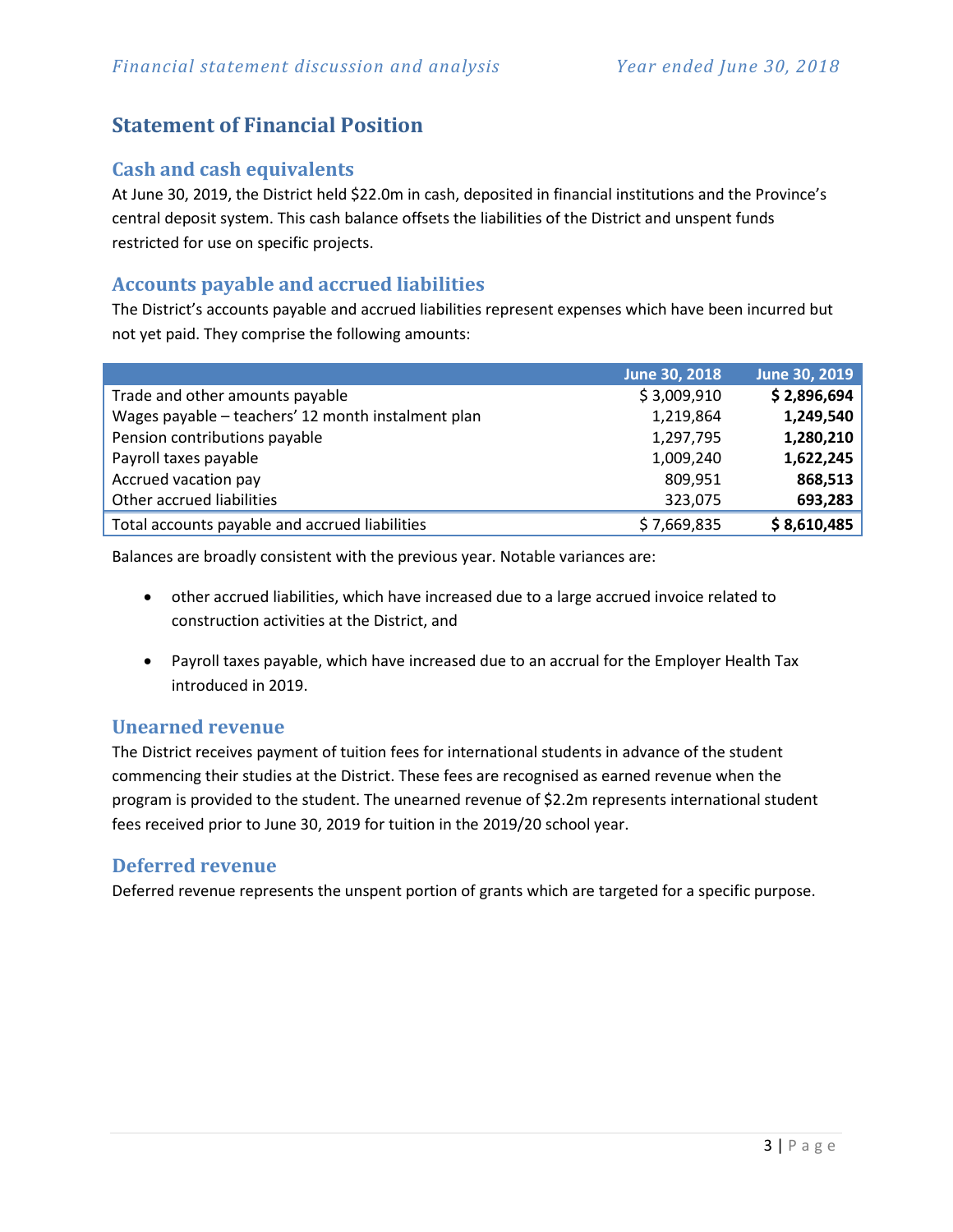## Statement of Financial Position

### Cash and cash equivalents

At June 30, 2019, the District held $22.0m in cash, deposited in financial institutions and the Province's central deposit system. This cash balance offsets the liabilities of the District and unspent funds restricted for use on specific projects.

### Accounts payable and accrued liabilities

The District's accounts payable and accrued liabilities represent expenses which have been incurred but not yet paid. They comprise the following amounts:

| | June 30, 2018 | June 30, 2019 |
|---|---|---|
| Trade and other amounts payable | $ 3,009,910 | **$ 2,896,694** |
| Wages payable – teachers' 12 month instalment plan | 1,219,864 | **1,249,540** |
| Pension contributions payable | 1,297,795 | **1,280,210** |
| Payroll taxes payable | 1,009,240 | **1,622,245** |
| Accrued vacation pay | 809,951 | **868,513** |
| Other accrued liabilities | 323,075 | **693,283** |
| Total accounts payable and accrued liabilities | $ 7,669,835 | **$ 8,610,485** |

Balances are broadly consistent with the previous year. Notable variances are:

- other accrued liabilities, which have increased due to a large accrued invoice related to construction activities at the District, and
- Payroll taxes payable, which have increased due to an accrual for the Employer Health Tax introduced in 2019.

### Unearned revenue

The District receives payment of tuition fees for international students in advance of the student commencing their studies at the District. These fees are recognised as earned revenue when the program is provided to the student. The unearned revenue of $2.2m represents international student fees received prior to June 30, 2019 for tuition in the 2019/20 school year.

### Deferred revenue

Deferred revenue represents the unspent portion of grants which are targeted for a specific purpose.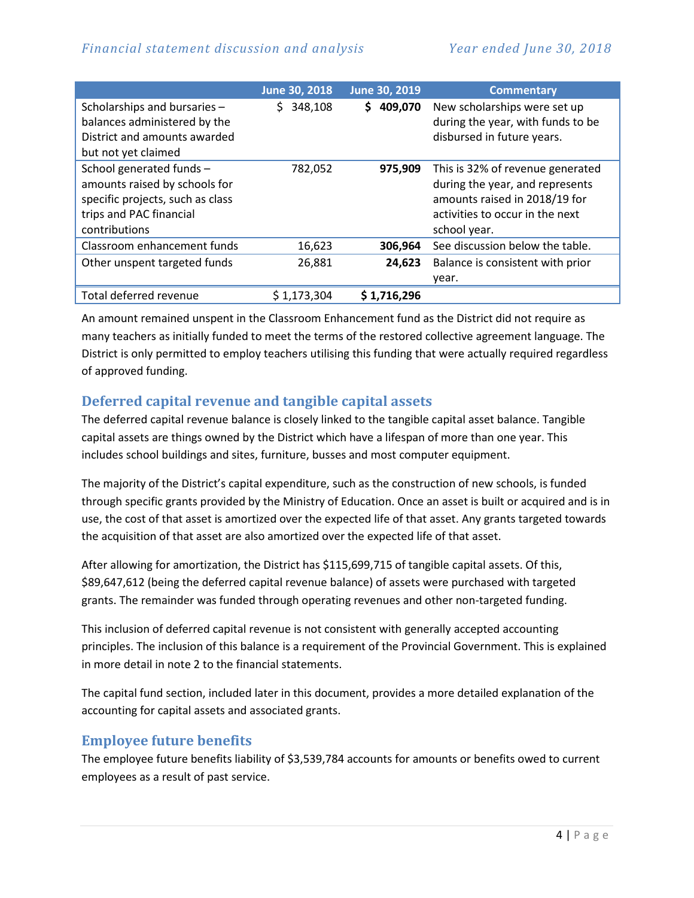| | June 30, 2018 | June 30, 2019 | Commentary |
|---|---|---|---|
| Scholarships and bursaries – balances administered by the District and amounts awarded but not yet claimed | $ 348,108 | **$ 409,070** | New scholarships were set up during the year, with funds to be disbursed in future years. |
| School generated funds – amounts raised by schools for specific projects, such as class trips and PAC financial contributions | 782,052 | **975,909** | This is 32% of revenue generated during the year, and represents amounts raised in 2018/19 for activities to occur in the next school year. |
| Classroom enhancement funds | 16,623 | **306,964** | See discussion below the table. |
| Other unspent targeted funds | 26,881 | **24,623** | Balance is consistent with prior year. |
| Total deferred revenue | $ 1,173,304 | **$ 1,716,296** | |

An amount remained unspent in the Classroom Enhancement fund as the District did not require as many teachers as initially funded to meet the terms of the restored collective agreement language. The District is only permitted to employ teachers utilising this funding that were actually required regardless of approved funding.

## Deferred capital revenue and tangible capital assets

The deferred capital revenue balance is closely linked to the tangible capital asset balance. Tangible capital assets are things owned by the District which have a lifespan of more than one year. This includes school buildings and sites, furniture, busses and most computer equipment.

The majority of the District's capital expenditure, such as the construction of new schools, is funded through specific grants provided by the Ministry of Education. Once an asset is built or acquired and is in use, the cost of that asset is amortized over the expected life of that asset. Any grants targeted towards the acquisition of that asset are also amortized over the expected life of that asset.

After allowing for amortization, the District has $115,699,715 of tangible capital assets. Of this, $89,647,612 (being the deferred capital revenue balance) of assets were purchased with targeted grants. The remainder was funded through operating revenues and other non-targeted funding.

This inclusion of deferred capital revenue is not consistent with generally accepted accounting principles. The inclusion of this balance is a requirement of the Provincial Government. This is explained in more detail in note 2 to the financial statements.

The capital fund section, included later in this document, provides a more detailed explanation of the accounting for capital assets and associated grants.

## Employee future benefits

The employee future benefits liability of $3,539,784 accounts for amounts or benefits owed to current employees as a result of past service.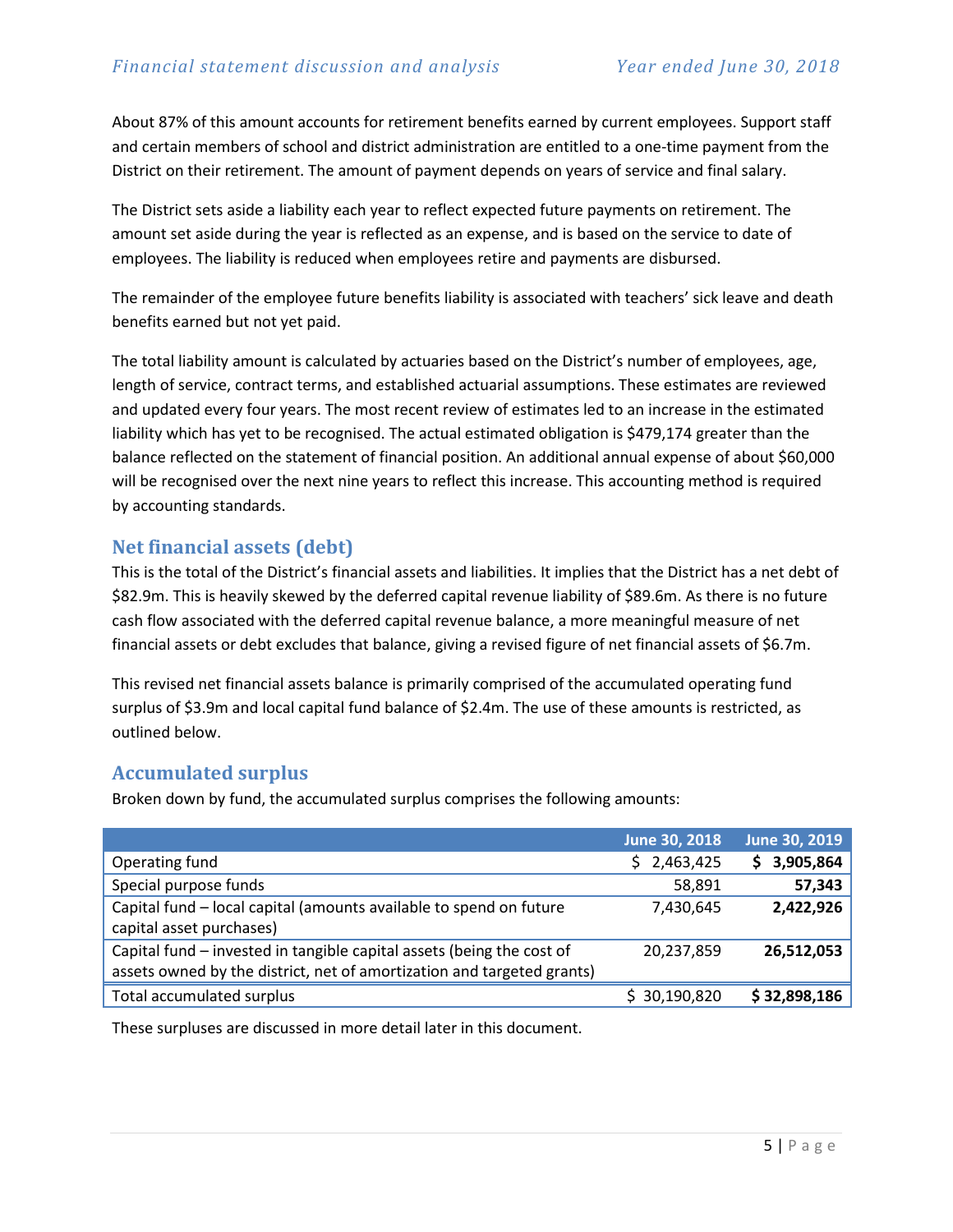About 87% of this amount accounts for retirement benefits earned by current employees. Support staff and certain members of school and district administration are entitled to a one-time payment from the District on their retirement. The amount of payment depends on years of service and final salary.

The District sets aside a liability each year to reflect expected future payments on retirement. The amount set aside during the year is reflected as an expense, and is based on the service to date of employees. The liability is reduced when employees retire and payments are disbursed.

The remainder of the employee future benefits liability is associated with teachers' sick leave and death benefits earned but not yet paid.

The total liability amount is calculated by actuaries based on the District's number of employees, age, length of service, contract terms, and established actuarial assumptions. These estimates are reviewed and updated every four years. The most recent review of estimates led to an increase in the estimated liability which has yet to be recognised. The actual estimated obligation is $479,174 greater than the balance reflected on the statement of financial position. An additional annual expense of about $60,000 will be recognised over the next nine years to reflect this increase. This accounting method is required by accounting standards.

## Net financial assets (debt)

This is the total of the District's financial assets and liabilities. It implies that the District has a net debt of $82.9m. This is heavily skewed by the deferred capital revenue liability of $89.6m. As there is no future cash flow associated with the deferred capital revenue balance, a more meaningful measure of net financial assets or debt excludes that balance, giving a revised figure of net financial assets of $6.7m.

This revised net financial assets balance is primarily comprised of the accumulated operating fund surplus of $3.9m and local capital fund balance of $2.4m. The use of these amounts is restricted, as outlined below.

## Accumulated surplus

Broken down by fund, the accumulated surplus comprises the following amounts:

| | June 30, 2018 | June 30, 2019 |
|---|---|---|
| Operating fund | $ 2,463,425 | **$ 3,905,864** |
| Special purpose funds | 58,891 | **57,343** |
| Capital fund – local capital (amounts available to spend on future capital asset purchases) | 7,430,645 | **2,422,926** |
| Capital fund – invested in tangible capital assets (being the cost of assets owned by the district, net of amortization and targeted grants) | 20,237,859 | **26,512,053** |
| Total accumulated surplus | $ 30,190,820 | **$ 32,898,186** |

These surpluses are discussed in more detail later in this document.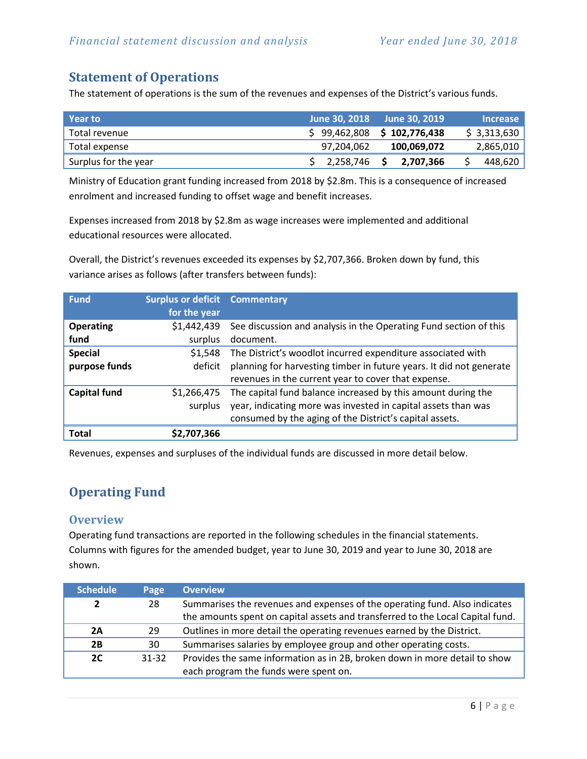## Statement of Operations

The statement of operations is the sum of the revenues and expenses of the District's various funds.

| Year to | June 30, 2018 | June 30, 2019 | Increase |
|---|---|---|---|
| Total revenue | $ 99,462,808 | **$ 102,776,438** | $ 3,313,630 |
| Total expense | 97,204,062 | **100,069,072** | 2,865,010 |
| Surplus for the year | $ 2,258,746 | **$ 2,707,366** | $ 448,620 |

Ministry of Education grant funding increased from 2018 by $2.8m. This is a consequence of increased enrolment and increased funding to offset wage and benefit increases.

Expenses increased from 2018 by $2.8m as wage increases were implemented and additional educational resources were allocated.

Overall, the District's revenues exceeded its expenses by $2,707,366. Broken down by fund, this variance arises as follows (after transfers between funds):

| Fund | Surplus or deficit for the year | Commentary |
|---|---|---|
| **Operating fund** | $1,442,439 surplus | See discussion and analysis in the Operating Fund section of this document. |
| **Special purpose funds** | $1,548 deficit | The District's woodlot incurred expenditure associated with planning for harvesting timber in future years. It did not generate revenues in the current year to cover that expense. |
| **Capital fund** | $1,266,475 surplus | The capital fund balance increased by this amount during the year, indicating more was invested in capital assets than was consumed by the aging of the District's capital assets. |
| **Total** | **$2,707,366** | |

Revenues, expenses and surpluses of the individual funds are discussed in more detail below.

## Operating Fund

### Overview

Operating fund transactions are reported in the following schedules in the financial statements. Columns with figures for the amended budget, year to June 30, 2019 and year to June 30, 2018 are shown.

| Schedule | Page | Overview |
|---|---|---|
| **2** | 28 | Summarises the revenues and expenses of the operating fund. Also indicates the amounts spent on capital assets and transferred to the Local Capital fund. |
| **2A** | 29 | Outlines in more detail the operating revenues earned by the District. |
| **2B** | 30 | Summarises salaries by employee group and other operating costs. |
| **2C** | 31-32 | Provides the same information as in 2B, broken down in more detail to show each program the funds were spent on. |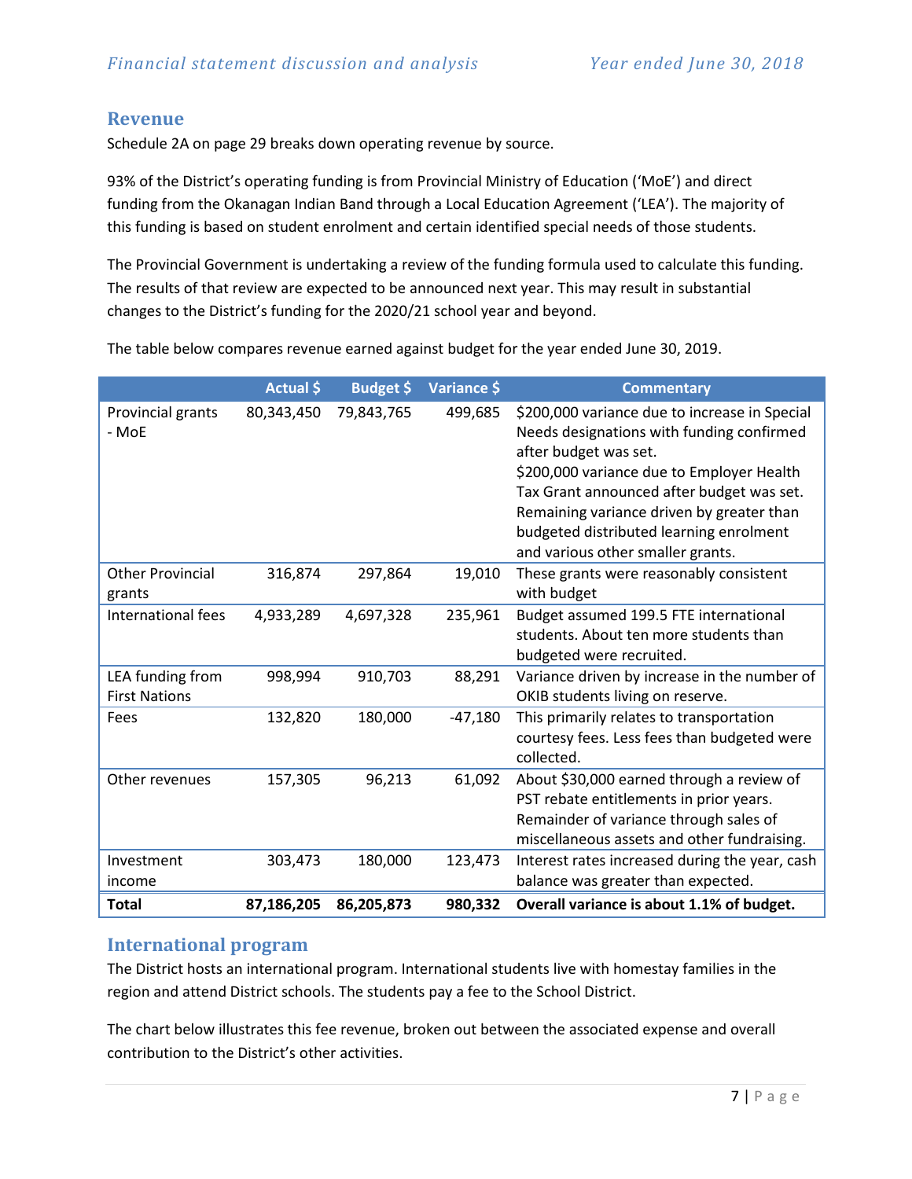## Revenue

Schedule 2A on page 29 breaks down operating revenue by source.

93% of the District's operating funding is from Provincial Ministry of Education ('MoE') and direct funding from the Okanagan Indian Band through a Local Education Agreement ('LEA'). The majority of this funding is based on student enrolment and certain identified special needs of those students.

The Provincial Government is undertaking a review of the funding formula used to calculate this funding. The results of that review are expected to be announced next year. This may result in substantial changes to the District's funding for the 2020/21 school year and beyond.

The table below compares revenue earned against budget for the year ended June 30, 2019.

| | Actual $ | Budget $ | Variance $ | Commentary |
|---|---|---|---|---|
| Provincial grants - MoE | 80,343,450 | 79,843,765 | 499,685 | $200,000 variance due to increase in Special Needs designations with funding confirmed after budget was set. $200,000 variance due to Employer Health Tax Grant announced after budget was set. Remaining variance driven by greater than budgeted distributed learning enrolment and various other smaller grants. |
| Other Provincial grants | 316,874 | 297,864 | 19,010 | These grants were reasonably consistent with budget |
| International fees | 4,933,289 | 4,697,328 | 235,961 | Budget assumed 199.5 FTE international students. About ten more students than budgeted were recruited. |
| LEA funding from First Nations | 998,994 | 910,703 | 88,291 | Variance driven by increase in the number of OKIB students living on reserve. |
| Fees | 132,820 | 180,000 | -47,180 | This primarily relates to transportation courtesy fees. Less fees than budgeted were collected. |
| Other revenues | 157,305 | 96,213 | 61,092 | About $30,000 earned through a review of PST rebate entitlements in prior years. Remainder of variance through sales of miscellaneous assets and other fundraising. |
| Investment income | 303,473 | 180,000 | 123,473 | Interest rates increased during the year, cash balance was greater than expected. |
| **Total** | **87,186,205** | **86,205,873** | **980,332** | **Overall variance is about 1.1% of budget.** |

## International program

The District hosts an international program. International students live with homestay families in the region and attend District schools. The students pay a fee to the School District.

The chart below illustrates this fee revenue, broken out between the associated expense and overall contribution to the District's other activities.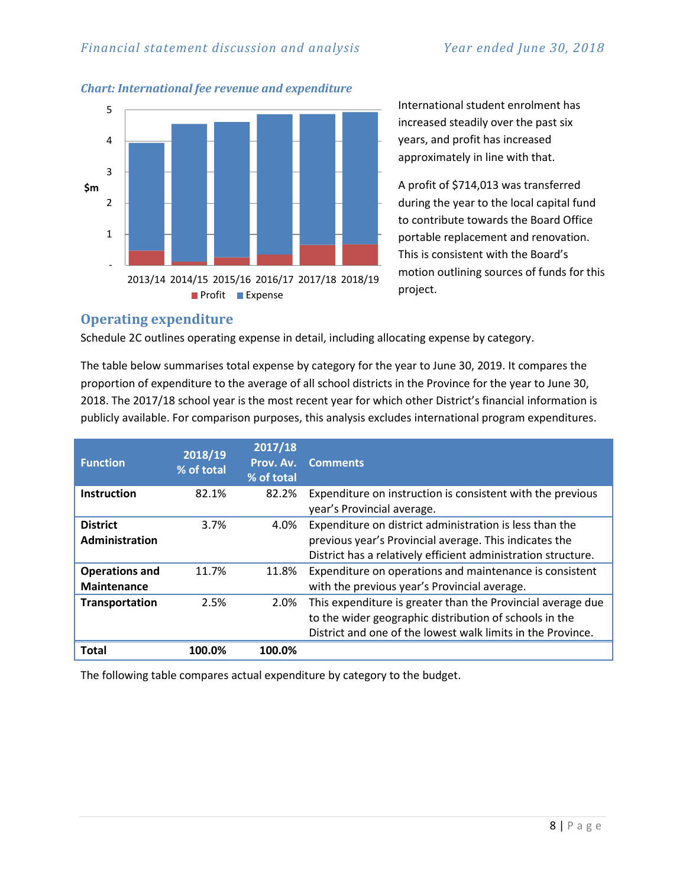*Chart: International fee revenue and expenditure*

International student enrolment has increased steadily over the past six years, and profit has increased approximately in line with that.

A profit of $714,013 was transferred during the year to the local capital fund to contribute towards the Board Office portable replacement and renovation. This is consistent with the Board's motion outlining sources of funds for this project.

## Operating expenditure

Schedule 2C outlines operating expense in detail, including allocating expense by category.

The table below summarises total expense by category for the year to June 30, 2019. It compares the proportion of expenditure to the average of all school districts in the Province for the year to June 30, 2018. The 2017/18 school year is the most recent year for which other District's financial information is publicly available. For comparison purposes, this analysis excludes international program expenditures.

| Function | 2018/19 % of total | 2017/18 Prov. Av. % of total | Comments |
|---|---|---|---|
| **Instruction** | 82.1% | 82.2% | Expenditure on instruction is consistent with the previous year's Provincial average. |
| **District Administration** | 3.7% | 4.0% | Expenditure on district administration is less than the previous year's Provincial average. This indicates the District has a relatively efficient administration structure. |
| **Operations and Maintenance** | 11.7% | 11.8% | Expenditure on operations and maintenance is consistent with the previous year's Provincial average. |
| **Transportation** | 2.5% | 2.0% | This expenditure is greater than the Provincial average due to the wider geographic distribution of schools in the District and one of the lowest walk limits in the Province. |
| **Total** | **100.0%** | **100.0%** | |

The following table compares actual expenditure by category to the budget.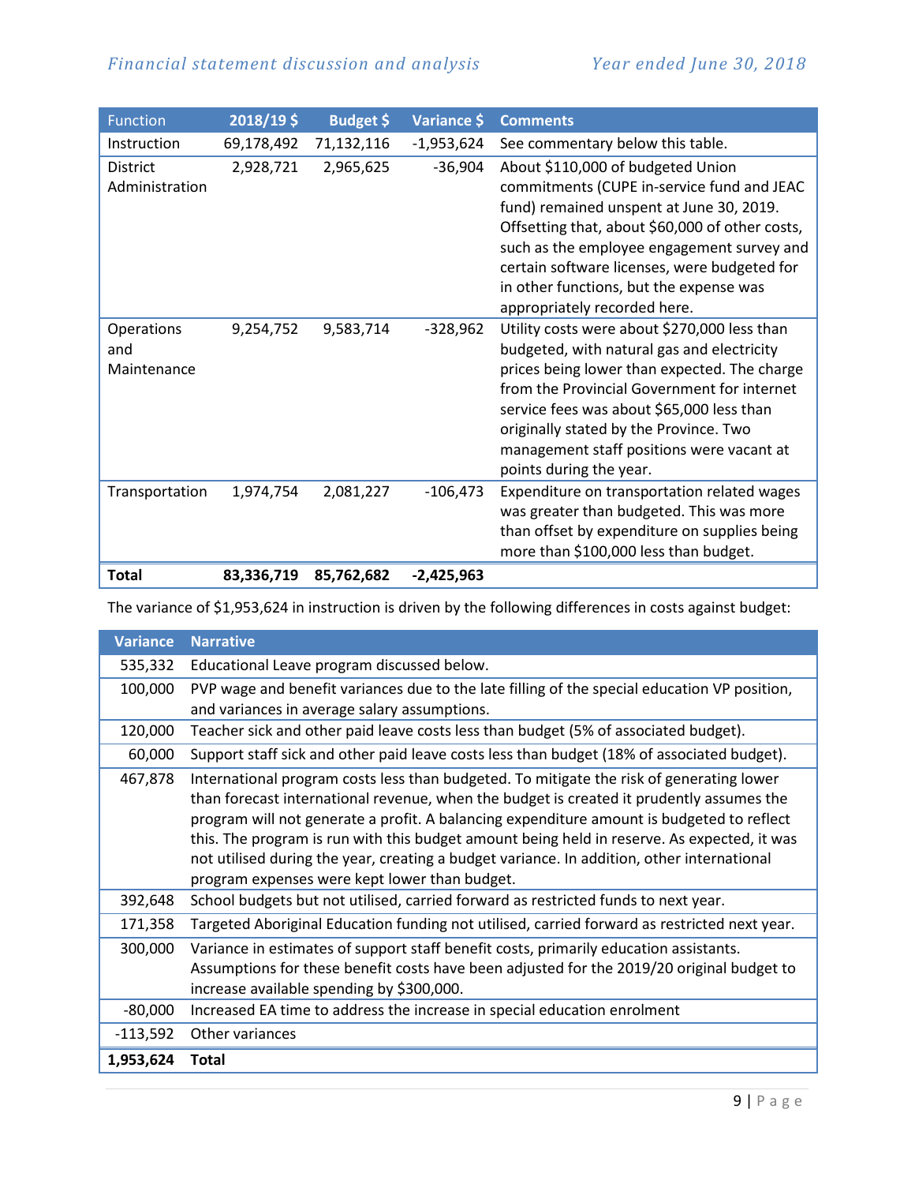| Function | 2018/19 $ | Budget $ | Variance $ | Comments |
|---|---|---|---|---|
| Instruction | 69,178,492 | 71,132,116 | -1,953,624 | See commentary below this table. |
| District Administration | 2,928,721 | 2,965,625 | -36,904 | About $110,000 of budgeted Union commitments (CUPE in-service fund and JEAC fund) remained unspent at June 30, 2019. Offsetting that, about $60,000 of other costs, such as the employee engagement survey and certain software licenses, were budgeted for in other functions, but the expense was appropriately recorded here. |
| Operations and Maintenance | 9,254,752 | 9,583,714 | -328,962 | Utility costs were about $270,000 less than budgeted, with natural gas and electricity prices being lower than expected. The charge from the Provincial Government for internet service fees was about $65,000 less than originally stated by the Province. Two management staff positions were vacant at points during the year. |
| Transportation | 1,974,754 | 2,081,227 | -106,473 | Expenditure on transportation related wages was greater than budgeted. This was more than offset by expenditure on supplies being more than $100,000 less than budget. |
| **Total** | **83,336,719** | **85,762,682** | **-2,425,963** | |

The variance of $1,953,624 in instruction is driven by the following differences in costs against budget:

| Variance | Narrative |
|---|---|
| 535,332 | Educational Leave program discussed below. |
| 100,000 | PVP wage and benefit variances due to the late filling of the special education VP position, and variances in average salary assumptions. |
| 120,000 | Teacher sick and other paid leave costs less than budget (5% of associated budget). |
| 60,000 | Support staff sick and other paid leave costs less than budget (18% of associated budget). |
| 467,878 | International program costs less than budgeted. To mitigate the risk of generating lower than forecast international revenue, when the budget is created it prudently assumes the program will not generate a profit. A balancing expenditure amount is budgeted to reflect this. The program is run with this budget amount being held in reserve. As expected, it was not utilised during the year, creating a budget variance. In addition, other international program expenses were kept lower than budget. |
| 392,648 | School budgets but not utilised, carried forward as restricted funds to next year. |
| 171,358 | Targeted Aboriginal Education funding not utilised, carried forward as restricted next year. |
| 300,000 | Variance in estimates of support staff benefit costs, primarily education assistants. Assumptions for these benefit costs have been adjusted for the 2019/20 original budget to increase available spending by $300,000. |
| -80,000 | Increased EA time to address the increase in special education enrolment |
| -113,592 | Other variances |
| **1,953,624** | **Total** |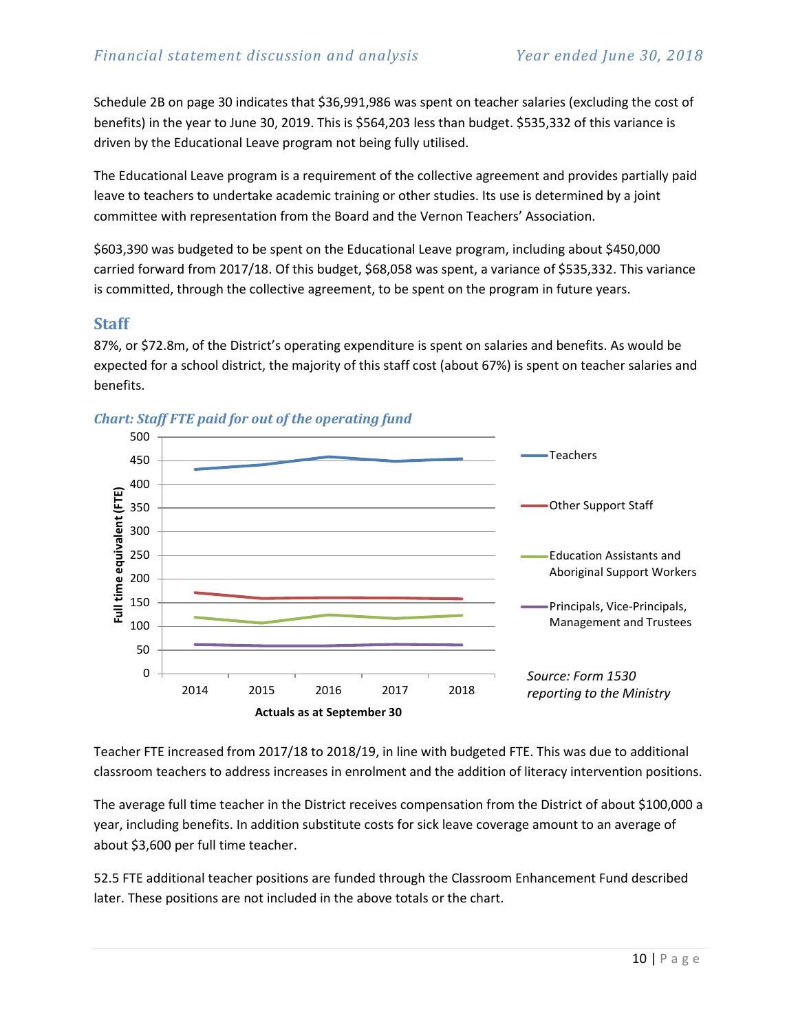Schedule 2B on page 30 indicates that $36,991,986 was spent on teacher salaries (excluding the cost of benefits) in the year to June 30, 2019. This is $564,203 less than budget. $535,332 of this variance is driven by the Educational Leave program not being fully utilised.

The Educational Leave program is a requirement of the collective agreement and provides partially paid leave to teachers to undertake academic training or other studies. Its use is determined by a joint committee with representation from the Board and the Vernon Teachers' Association.

$603,390 was budgeted to be spent on the Educational Leave program, including about $450,000 carried forward from 2017/18. Of this budget, $68,058 was spent, a variance of $535,332. This variance is committed, through the collective agreement, to be spent on the program in future years.

## Staff

87%, or $72.8m, of the District's operating expenditure is spent on salaries and benefits. As would be expected for a school district, the majority of this staff cost (about 67%) is spent on teacher salaries and benefits.

*Chart: Staff FTE paid for out of the operating fund*

Source: Form 1530 reporting to the Ministry

Teacher FTE increased from 2017/18 to 2018/19, in line with budgeted FTE. This was due to additional classroom teachers to address increases in enrolment and the addition of literacy intervention positions.

The average full time teacher in the District receives compensation from the District of about $100,000 a year, including benefits. In addition substitute costs for sick leave coverage amount to an average of about $3,600 per full time teacher.

52.5 FTE additional teacher positions are funded through the Classroom Enhancement Fund described later. These positions are not included in the above totals or the chart.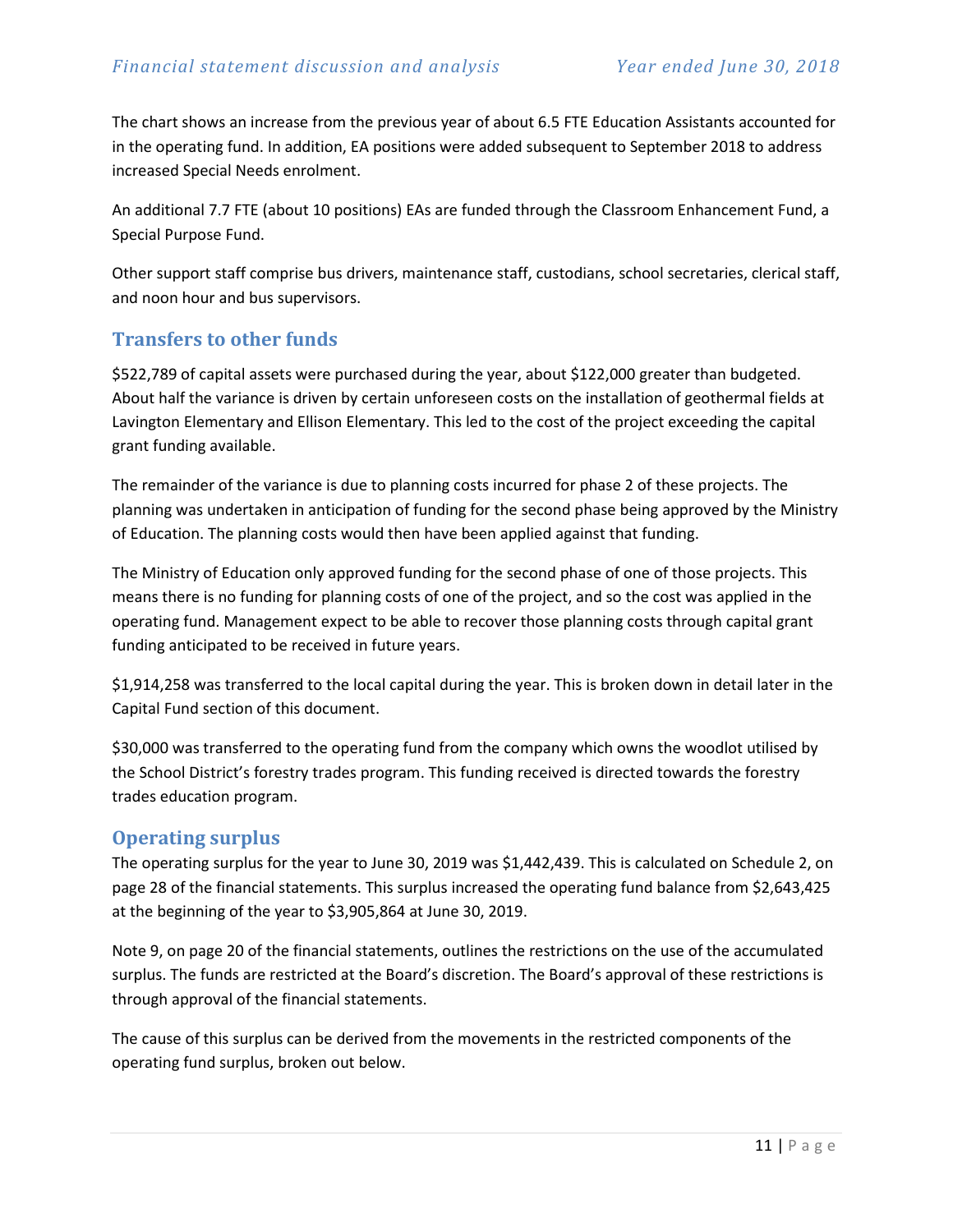The chart shows an increase from the previous year of about 6.5 FTE Education Assistants accounted for in the operating fund. In addition, EA positions were added subsequent to September 2018 to address increased Special Needs enrolment.

An additional 7.7 FTE (about 10 positions) EAs are funded through the Classroom Enhancement Fund, a Special Purpose Fund.

Other support staff comprise bus drivers, maintenance staff, custodians, school secretaries, clerical staff, and noon hour and bus supervisors.

## Transfers to other funds

$522,789 of capital assets were purchased during the year, about $122,000 greater than budgeted. About half the variance is driven by certain unforeseen costs on the installation of geothermal fields at Lavington Elementary and Ellison Elementary. This led to the cost of the project exceeding the capital grant funding available.

The remainder of the variance is due to planning costs incurred for phase 2 of these projects. The planning was undertaken in anticipation of funding for the second phase being approved by the Ministry of Education. The planning costs would then have been applied against that funding.

The Ministry of Education only approved funding for the second phase of one of those projects. This means there is no funding for planning costs of one of the project, and so the cost was applied in the operating fund. Management expect to be able to recover those planning costs through capital grant funding anticipated to be received in future years.

$1,914,258 was transferred to the local capital during the year. This is broken down in detail later in the Capital Fund section of this document.

$30,000 was transferred to the operating fund from the company which owns the woodlot utilised by the School District's forestry trades program. This funding received is directed towards the forestry trades education program.

## Operating surplus

The operating surplus for the year to June 30, 2019 was $1,442,439. This is calculated on Schedule 2, on page 28 of the financial statements. This surplus increased the operating fund balance from $2,643,425 at the beginning of the year to $3,905,864 at June 30, 2019.

Note 9, on page 20 of the financial statements, outlines the restrictions on the use of the accumulated surplus. The funds are restricted at the Board's discretion. The Board's approval of these restrictions is through approval of the financial statements.

The cause of this surplus can be derived from the movements in the restricted components of the operating fund surplus, broken out below.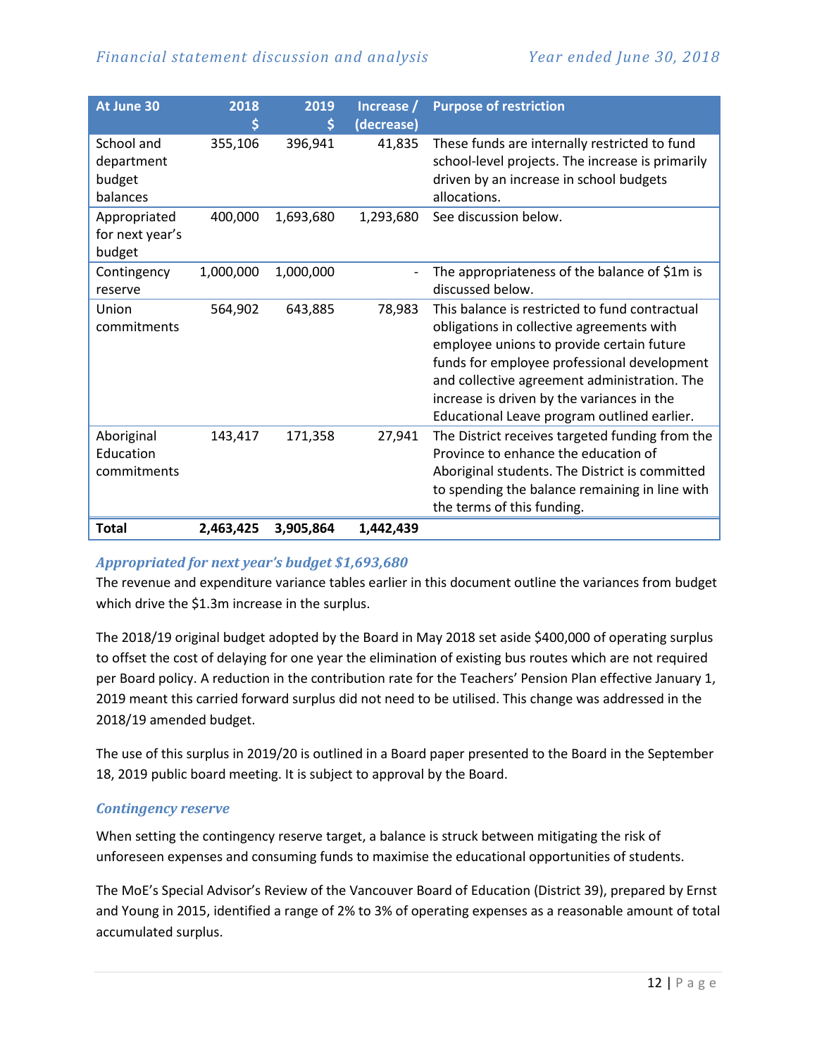| At June 30 | 2018 $ | 2019 $ | Increase / (decrease) | Purpose of restriction |
|---|---|---|---|---|
| School and department budget balances | 355,106 | 396,941 | 41,835 | These funds are internally restricted to fund school-level projects. The increase is primarily driven by an increase in school budgets allocations. |
| Appropriated for next year's budget | 400,000 | 1,693,680 | 1,293,680 | See discussion below. |
| Contingency reserve | 1,000,000 | 1,000,000 | - | The appropriateness of the balance of $1m is discussed below. |
| Union commitments | 564,902 | 643,885 | 78,983 | This balance is restricted to fund contractual obligations in collective agreements with employee unions to provide certain future funds for employee professional development and collective agreement administration. The increase is driven by the variances in the Educational Leave program outlined earlier. |
| Aboriginal Education commitments | 143,417 | 171,358 | 27,941 | The District receives targeted funding from the Province to enhance the education of Aboriginal students. The District is committed to spending the balance remaining in line with the terms of this funding. |
| **Total** | **2,463,425** | **3,905,864** | **1,442,439** | |

### *Appropriated for next year's budget $1,693,680*

The revenue and expenditure variance tables earlier in this document outline the variances from budget which drive the $1.3m increase in the surplus.

The 2018/19 original budget adopted by the Board in May 2018 set aside $400,000 of operating surplus to offset the cost of delaying for one year the elimination of existing bus routes which are not required per Board policy. A reduction in the contribution rate for the Teachers' Pension Plan effective January 1, 2019 meant this carried forward surplus did not need to be utilised. This change was addressed in the 2018/19 amended budget.

The use of this surplus in 2019/20 is outlined in a Board paper presented to the Board in the September 18, 2019 public board meeting. It is subject to approval by the Board.

### *Contingency reserve*

When setting the contingency reserve target, a balance is struck between mitigating the risk of unforeseen expenses and consuming funds to maximise the educational opportunities of students.

The MoE's Special Advisor's Review of the Vancouver Board of Education (District 39), prepared by Ernst and Young in 2015, identified a range of 2% to 3% of operating expenses as a reasonable amount of total accumulated surplus.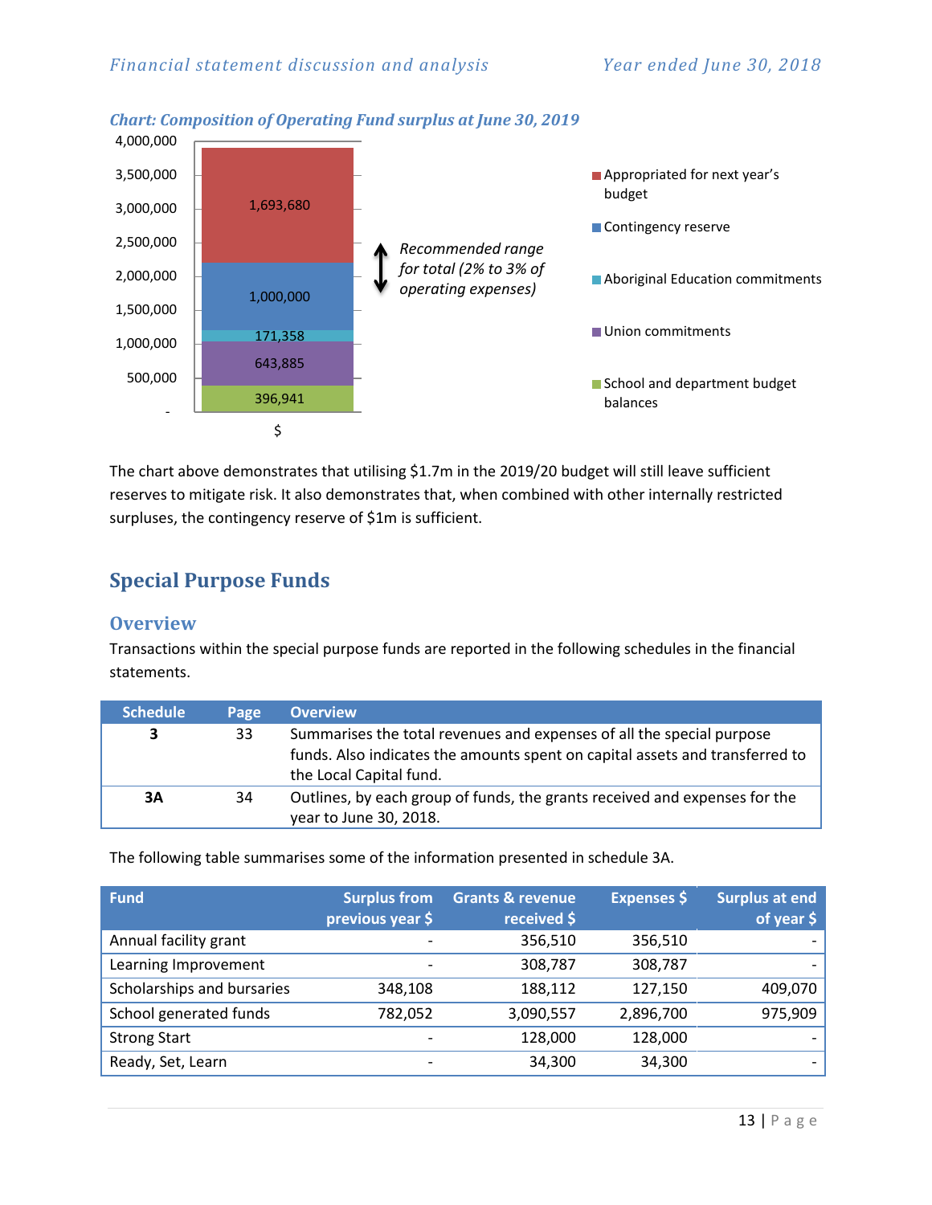**Chart: Composition of Operating Fund surplus at June 30, 2019**

| Component | $ |
|---|---|
| Appropriated for next year's budget | 1,693,680 |
| Contingency reserve | 1,000,000 |
| Aboriginal Education commitments | 171,358 |
| Union commitments | 643,885 |
| School and department budget balances | 396,941 |

*Recommended range for total (2% to 3% of operating expenses)*

The chart above demonstrates that utilising $1.7m in the 2019/20 budget will still leave sufficient reserves to mitigate risk. It also demonstrates that, when combined with other internally restricted surpluses, the contingency reserve of $1m is sufficient.

## Special Purpose Funds

### Overview

Transactions within the special purpose funds are reported in the following schedules in the financial statements.

| Schedule | Page | Overview |
|---|---|---|
| **3** | 33 | Summarises the total revenues and expenses of all the special purpose funds. Also indicates the amounts spent on capital assets and transferred to the Local Capital fund. |
| **3A** | 34 | Outlines, by each group of funds, the grants received and expenses for the year to June 30, 2018. |

The following table summarises some of the information presented in schedule 3A.

| Fund | Surplus from previous year $ | Grants & revenue received $ | Expenses $ | Surplus at end of year $ |
|---|---|---|---|---|
| Annual facility grant | - | 356,510 | 356,510 | - |
| Learning Improvement | - | 308,787 | 308,787 | - |
| Scholarships and bursaries | 348,108 | 188,112 | 127,150 | 409,070 |
| School generated funds | 782,052 | 3,090,557 | 2,896,700 | 975,909 |
| Strong Start | - | 128,000 | 128,000 | - |
| Ready, Set, Learn | - | 34,300 | 34,300 | - |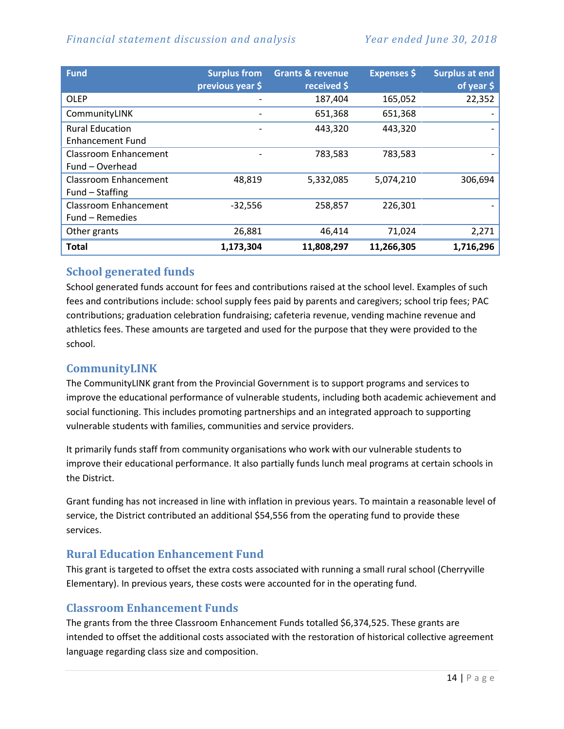| Fund | Surplus from previous year $ | Grants & revenue received $ | Expenses $ | Surplus at end of year $ |
|---|---|---|---|---|
| OLEP | - | 187,404 | 165,052 | 22,352 |
| CommunityLINK | - | 651,368 | 651,368 | - |
| Rural Education Enhancement Fund | - | 443,320 | 443,320 | - |
| Classroom Enhancement Fund – Overhead | - | 783,583 | 783,583 | - |
| Classroom Enhancement Fund – Staffing | 48,819 | 5,332,085 | 5,074,210 | 306,694 |
| Classroom Enhancement Fund – Remedies | -32,556 | 258,857 | 226,301 | - |
| Other grants | 26,881 | 46,414 | 71,024 | 2,271 |
| **Total** | **1,173,304** | **11,808,297** | **11,266,305** | **1,716,296** |

## School generated funds

School generated funds account for fees and contributions raised at the school level. Examples of such fees and contributions include: school supply fees paid by parents and caregivers; school trip fees; PAC contributions; graduation celebration fundraising; cafeteria revenue, vending machine revenue and athletics fees. These amounts are targeted and used for the purpose that they were provided to the school.

## CommunityLINK

The CommunityLINK grant from the Provincial Government is to support programs and services to improve the educational performance of vulnerable students, including both academic achievement and social functioning. This includes promoting partnerships and an integrated approach to supporting vulnerable students with families, communities and service providers.

It primarily funds staff from community organisations who work with our vulnerable students to improve their educational performance. It also partially funds lunch meal programs at certain schools in the District.

Grant funding has not increased in line with inflation in previous years. To maintain a reasonable level of service, the District contributed an additional $54,556 from the operating fund to provide these services.

## Rural Education Enhancement Fund

This grant is targeted to offset the extra costs associated with running a small rural school (Cherryville Elementary). In previous years, these costs were accounted for in the operating fund.

## Classroom Enhancement Funds

The grants from the three Classroom Enhancement Funds totalled $6,374,525. These grants are intended to offset the additional costs associated with the restoration of historical collective agreement language regarding class size and composition.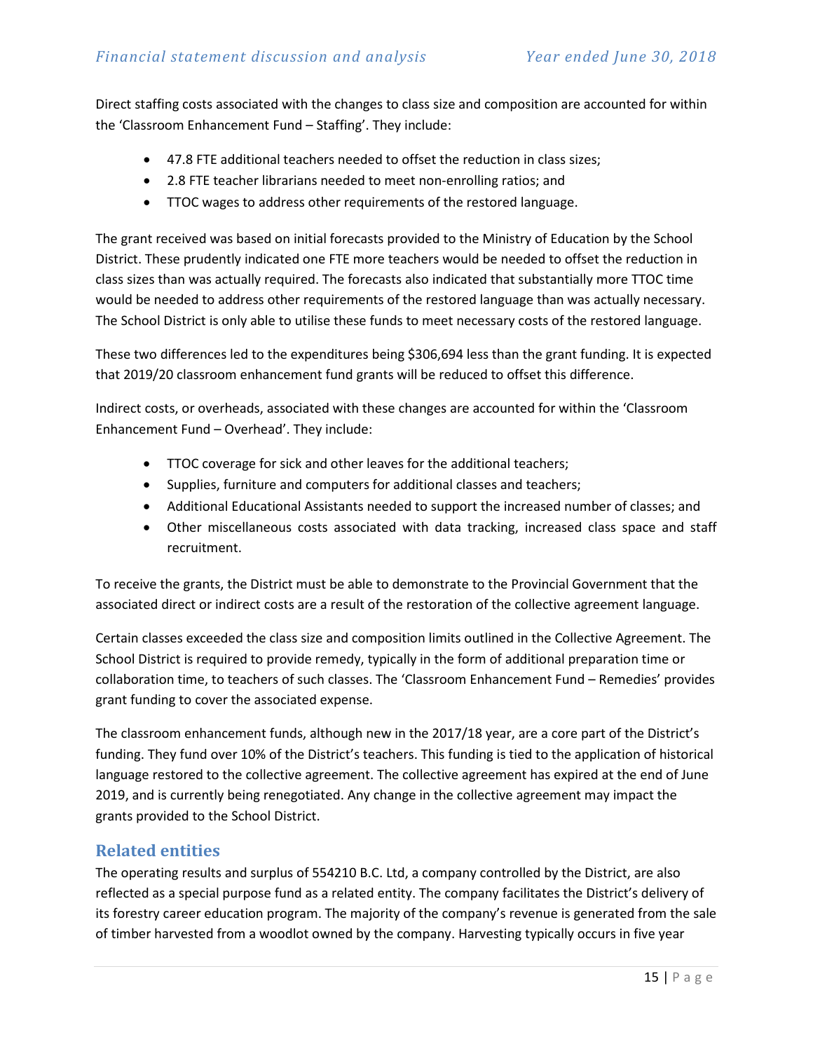Direct staffing costs associated with the changes to class size and composition are accounted for within the 'Classroom Enhancement Fund – Staffing'. They include:

- 47.8 FTE additional teachers needed to offset the reduction in class sizes;
- 2.8 FTE teacher librarians needed to meet non-enrolling ratios; and
- TTOC wages to address other requirements of the restored language.

The grant received was based on initial forecasts provided to the Ministry of Education by the School District. These prudently indicated one FTE more teachers would be needed to offset the reduction in class sizes than was actually required. The forecasts also indicated that substantially more TTOC time would be needed to address other requirements of the restored language than was actually necessary. The School District is only able to utilise these funds to meet necessary costs of the restored language.

These two differences led to the expenditures being $306,694 less than the grant funding. It is expected that 2019/20 classroom enhancement fund grants will be reduced to offset this difference.

Indirect costs, or overheads, associated with these changes are accounted for within the 'Classroom Enhancement Fund – Overhead'. They include:

- TTOC coverage for sick and other leaves for the additional teachers;
- Supplies, furniture and computers for additional classes and teachers;
- Additional Educational Assistants needed to support the increased number of classes; and
- Other miscellaneous costs associated with data tracking, increased class space and staff recruitment.

To receive the grants, the District must be able to demonstrate to the Provincial Government that the associated direct or indirect costs are a result of the restoration of the collective agreement language.

Certain classes exceeded the class size and composition limits outlined in the Collective Agreement. The School District is required to provide remedy, typically in the form of additional preparation time or collaboration time, to teachers of such classes. The 'Classroom Enhancement Fund – Remedies' provides grant funding to cover the associated expense.

The classroom enhancement funds, although new in the 2017/18 year, are a core part of the District's funding. They fund over 10% of the District's teachers. This funding is tied to the application of historical language restored to the collective agreement. The collective agreement has expired at the end of June 2019, and is currently being renegotiated. Any change in the collective agreement may impact the grants provided to the School District.

## Related entities

The operating results and surplus of 554210 B.C. Ltd, a company controlled by the District, are also reflected as a special purpose fund as a related entity. The company facilitates the District's delivery of its forestry career education program. The majority of the company's revenue is generated from the sale of timber harvested from a woodlot owned by the company. Harvesting typically occurs in five year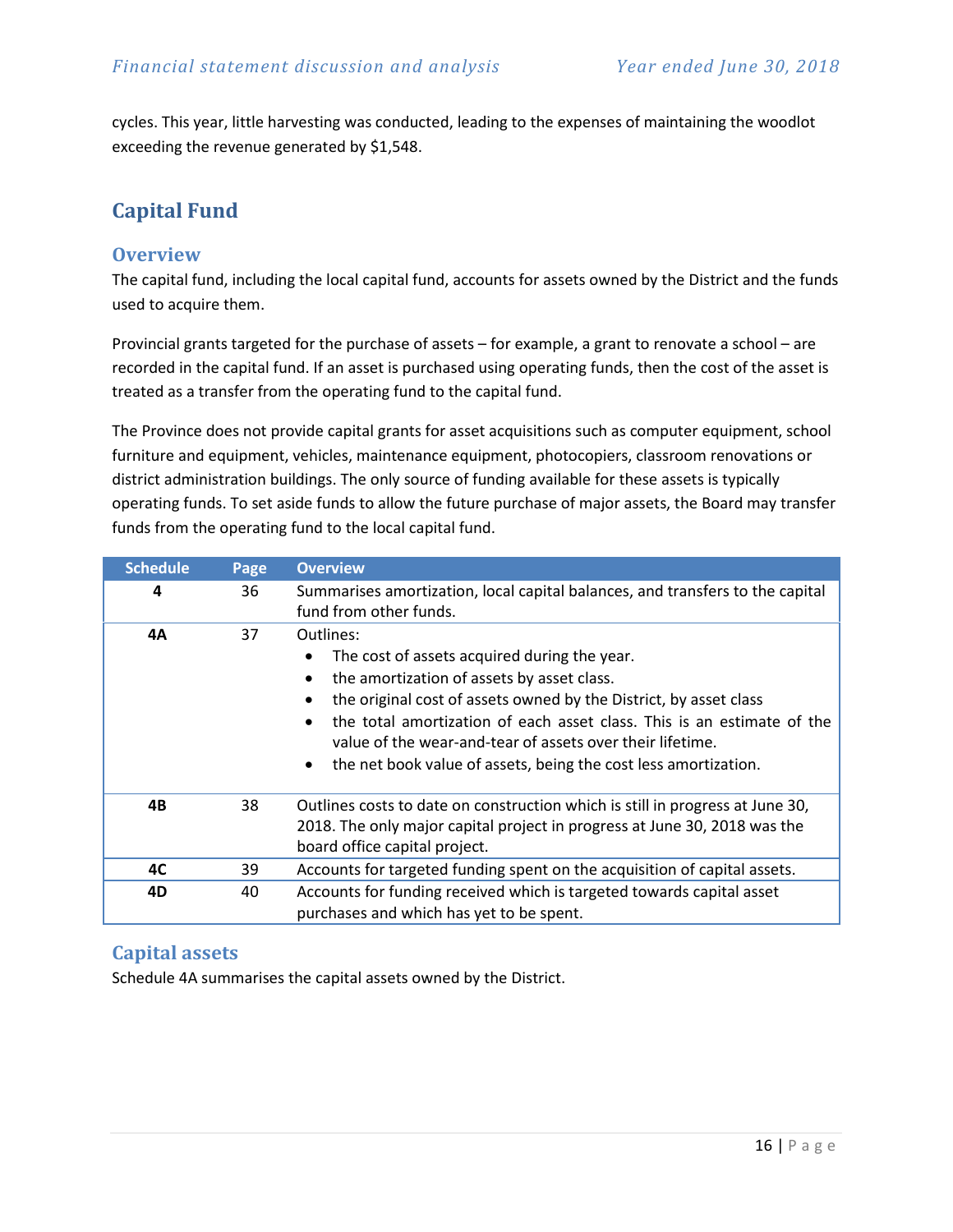cycles. This year, little harvesting was conducted, leading to the expenses of maintaining the woodlot exceeding the revenue generated by $1,548.

## Capital Fund

### Overview

The capital fund, including the local capital fund, accounts for assets owned by the District and the funds used to acquire them.

Provincial grants targeted for the purchase of assets – for example, a grant to renovate a school – are recorded in the capital fund. If an asset is purchased using operating funds, then the cost of the asset is treated as a transfer from the operating fund to the capital fund.

The Province does not provide capital grants for asset acquisitions such as computer equipment, school furniture and equipment, vehicles, maintenance equipment, photocopiers, classroom renovations or district administration buildings. The only source of funding available for these assets is typically operating funds. To set aside funds to allow the future purchase of major assets, the Board may transfer funds from the operating fund to the local capital fund.

| Schedule | Page | Overview |
|---|---|---|
| **4** | 36 | Summarises amortization, local capital balances, and transfers to the capital fund from other funds. |
| **4A** | 37 | Outlines:<br>• The cost of assets acquired during the year.<br>• the amortization of assets by asset class.<br>• the original cost of assets owned by the District, by asset class<br>• the total amortization of each asset class. This is an estimate of the value of the wear-and-tear of assets over their lifetime.<br>• the net book value of assets, being the cost less amortization. |
| **4B** | 38 | Outlines costs to date on construction which is still in progress at June 30, 2018. The only major capital project in progress at June 30, 2018 was the board office capital project. |
| **4C** | 39 | Accounts for targeted funding spent on the acquisition of capital assets. |
| **4D** | 40 | Accounts for funding received which is targeted towards capital asset purchases and which has yet to be spent. |

### Capital assets

Schedule 4A summarises the capital assets owned by the District.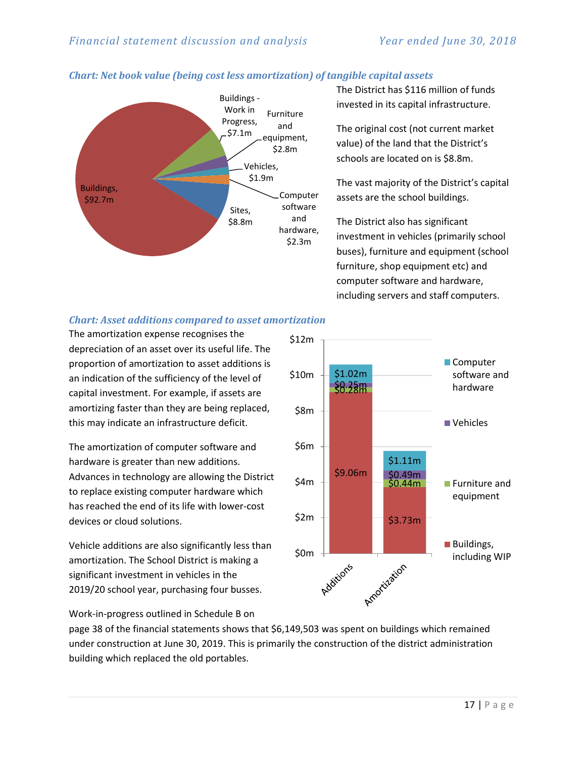### *Chart: Net book value (being cost less amortization) of tangible capital assets*

The District has $116 million of funds invested in its capital infrastructure.

The original cost (not current market value) of the land that the District's schools are located on is $8.8m.

The vast majority of the District's capital assets are the school buildings.

The District also has significant investment in vehicles (primarily school buses), furniture and equipment (school furniture, shop equipment etc) and computer software and hardware, including servers and staff computers.

| Asset | Net book value |
|---|---|
| Buildings | $92.7m |
| Buildings - Work in Progress | $7.1m |
| Furniture and equipment | $2.8m |
| Vehicles | $1.9m |
| Computer software and hardware | $2.3m |
| Sites | $8.8m |

### *Chart: Asset additions compared to asset amortization*

The amortization expense recognises the depreciation of an asset over its useful life. The proportion of amortization to asset additions is an indication of the sufficiency of the level of capital investment. For example, if assets are amortizing faster than they are being replaced, this may indicate an infrastructure deficit.

The amortization of computer software and hardware is greater than new additions. Advances in technology are allowing the District to replace existing computer hardware which has reached the end of its life with lower-cost devices or cloud solutions.

Vehicle additions are also significantly less than amortization. The School District is making a significant investment in vehicles in the 2019/20 school year, purchasing four busses.

| | Additions | Amortization |
|---|---|---|
| Computer software and hardware | $1.02m | $1.11m |
| Vehicles | $0.25m | $0.49m |
| Furniture and equipment | $0.28m | $0.44m |
| Buildings, including WIP | $9.06m | $3.73m |

Work-in-progress outlined in Schedule B on page 38 of the financial statements shows that $6,149,503 was spent on buildings which remained under construction at June 30, 2019. This is primarily the construction of the district administration building which replaced the old portables.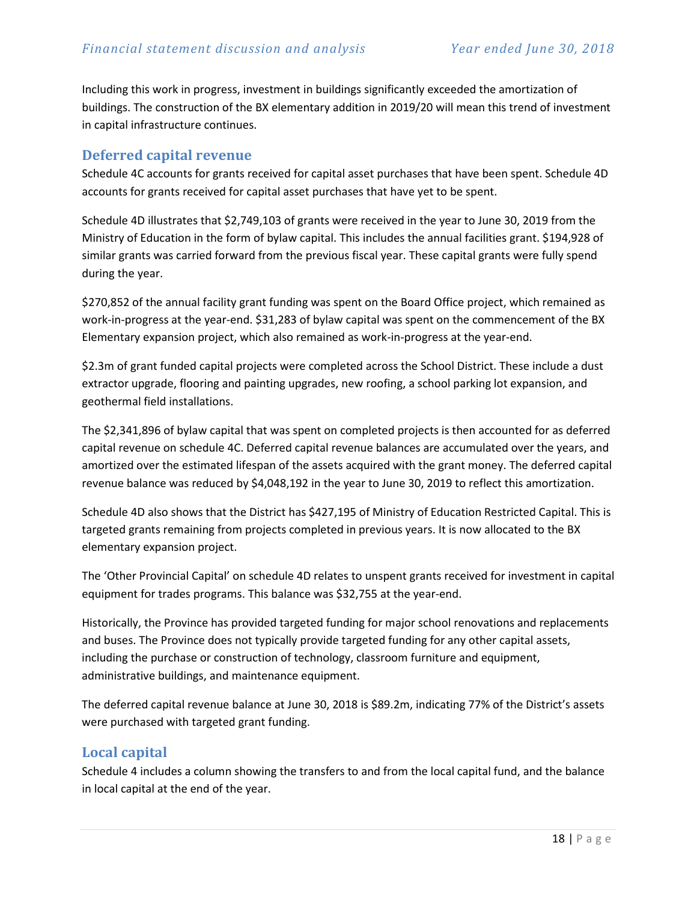Including this work in progress, investment in buildings significantly exceeded the amortization of buildings. The construction of the BX elementary addition in 2019/20 will mean this trend of investment in capital infrastructure continues.

## Deferred capital revenue

Schedule 4C accounts for grants received for capital asset purchases that have been spent. Schedule 4D accounts for grants received for capital asset purchases that have yet to be spent.

Schedule 4D illustrates that $2,749,103 of grants were received in the year to June 30, 2019 from the Ministry of Education in the form of bylaw capital. This includes the annual facilities grant. $194,928 of similar grants was carried forward from the previous fiscal year. These capital grants were fully spend during the year.

$270,852 of the annual facility grant funding was spent on the Board Office project, which remained as work-in-progress at the year-end. $31,283 of bylaw capital was spent on the commencement of the BX Elementary expansion project, which also remained as work-in-progress at the year-end.

$2.3m of grant funded capital projects were completed across the School District. These include a dust extractor upgrade, flooring and painting upgrades, new roofing, a school parking lot expansion, and geothermal field installations.

The $2,341,896 of bylaw capital that was spent on completed projects is then accounted for as deferred capital revenue on schedule 4C. Deferred capital revenue balances are accumulated over the years, and amortized over the estimated lifespan of the assets acquired with the grant money. The deferred capital revenue balance was reduced by $4,048,192 in the year to June 30, 2019 to reflect this amortization.

Schedule 4D also shows that the District has $427,195 of Ministry of Education Restricted Capital. This is targeted grants remaining from projects completed in previous years. It is now allocated to the BX elementary expansion project.

The 'Other Provincial Capital' on schedule 4D relates to unspent grants received for investment in capital equipment for trades programs. This balance was $32,755 at the year-end.

Historically, the Province has provided targeted funding for major school renovations and replacements and buses. The Province does not typically provide targeted funding for any other capital assets, including the purchase or construction of technology, classroom furniture and equipment, administrative buildings, and maintenance equipment.

The deferred capital revenue balance at June 30, 2018 is $89.2m, indicating 77% of the District's assets were purchased with targeted grant funding.

## Local capital

Schedule 4 includes a column showing the transfers to and from the local capital fund, and the balance in local capital at the end of the year.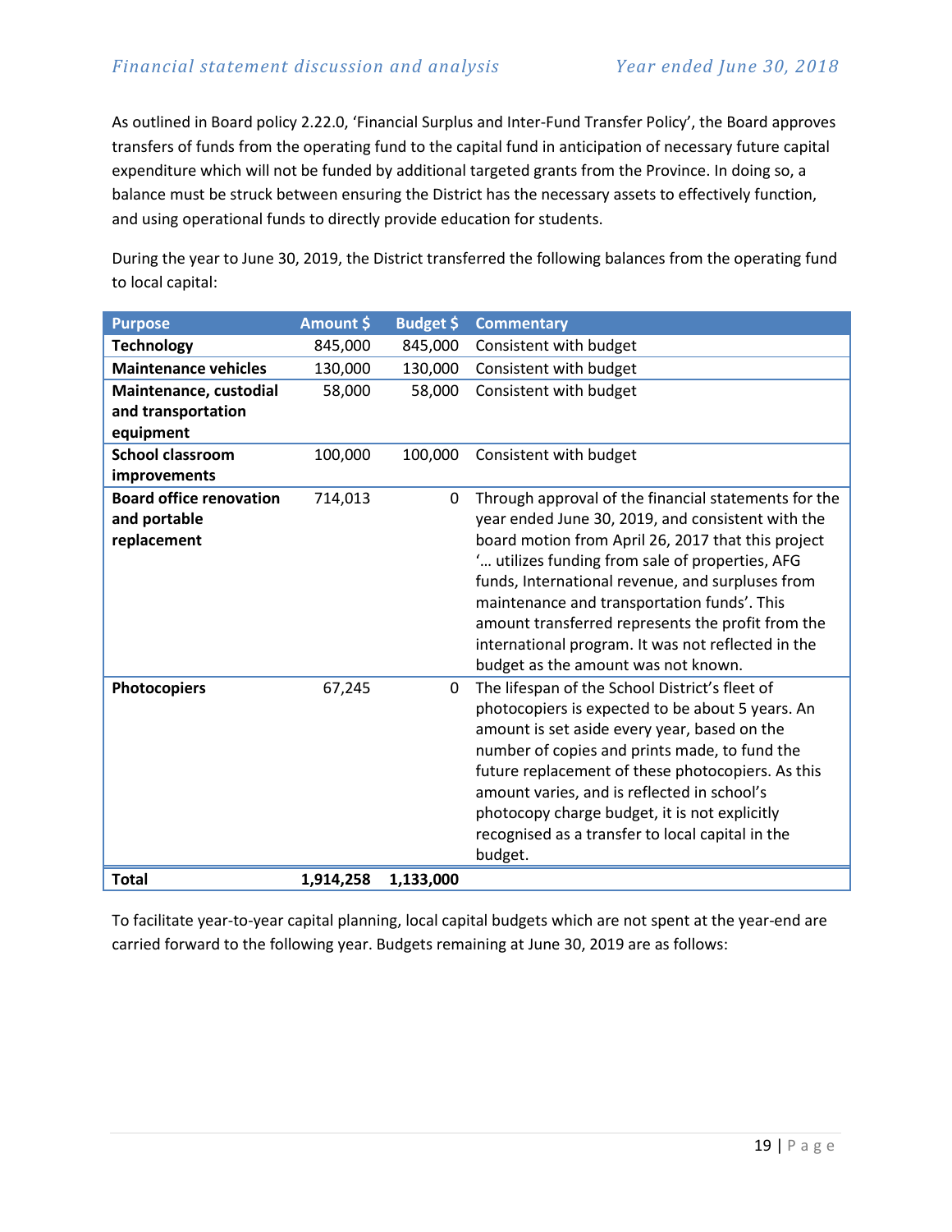As outlined in Board policy 2.22.0, 'Financial Surplus and Inter-Fund Transfer Policy', the Board approves transfers of funds from the operating fund to the capital fund in anticipation of necessary future capital expenditure which will not be funded by additional targeted grants from the Province. In doing so, a balance must be struck between ensuring the District has the necessary assets to effectively function, and using operational funds to directly provide education for students.

During the year to June 30, 2019, the District transferred the following balances from the operating fund to local capital:

| Purpose | Amount $ | Budget $ | Commentary |
|---|---|---|---|
| **Technology** | 845,000 | 845,000 | Consistent with budget |
| **Maintenance vehicles** | 130,000 | 130,000 | Consistent with budget |
| **Maintenance, custodial and transportation equipment** | 58,000 | 58,000 | Consistent with budget |
| **School classroom improvements** | 100,000 | 100,000 | Consistent with budget |
| **Board office renovation and portable replacement** | 714,013 | 0 | Through approval of the financial statements for the year ended June 30, 2019, and consistent with the board motion from April 26, 2017 that this project '… utilizes funding from sale of properties, AFG funds, International revenue, and surpluses from maintenance and transportation funds'. This amount transferred represents the profit from the international program. It was not reflected in the budget as the amount was not known. |
| **Photocopiers** | 67,245 | 0 | The lifespan of the School District's fleet of photocopiers is expected to be about 5 years. An amount is set aside every year, based on the number of copies and prints made, to fund the future replacement of these photocopiers. As this amount varies, and is reflected in school's photocopy charge budget, it is not explicitly recognised as a transfer to local capital in the budget. |
| **Total** | **1,914,258** | **1,133,000** | |

To facilitate year-to-year capital planning, local capital budgets which are not spent at the year-end are carried forward to the following year. Budgets remaining at June 30, 2019 are as follows: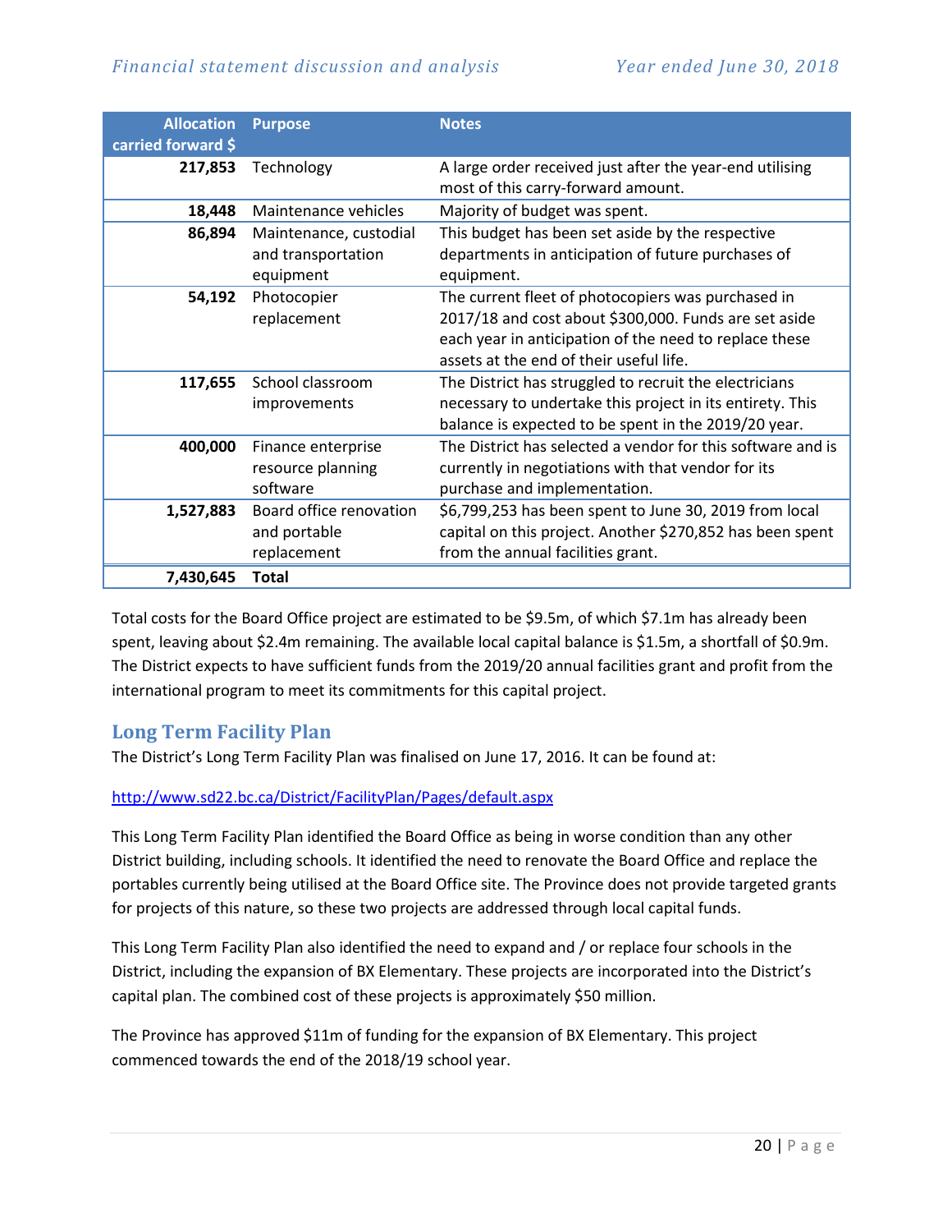| Allocation carried forward $ | Purpose | Notes |
|---|---|---|
| **217,853** | Technology | A large order received just after the year-end utilising most of this carry-forward amount. |
| **18,448** | Maintenance vehicles | Majority of budget was spent. |
| **86,894** | Maintenance, custodial and transportation equipment | This budget has been set aside by the respective departments in anticipation of future purchases of equipment. |
| **54,192** | Photocopier replacement | The current fleet of photocopiers was purchased in 2017/18 and cost about $300,000. Funds are set aside each year in anticipation of the need to replace these assets at the end of their useful life. |
| **117,655** | School classroom improvements | The District has struggled to recruit the electricians necessary to undertake this project in its entirety. This balance is expected to be spent in the 2019/20 year. |
| **400,000** | Finance enterprise resource planning software | The District has selected a vendor for this software and is currently in negotiations with that vendor for its purchase and implementation. |
| **1,527,883** | Board office renovation and portable replacement | $6,799,253 has been spent to June 30, 2019 from local capital on this project. Another $270,852 has been spent from the annual facilities grant. |
| **7,430,645** | **Total** | |

Total costs for the Board Office project are estimated to be $9.5m, of which $7.1m has already been spent, leaving about $2.4m remaining. The available local capital balance is $1.5m, a shortfall of $0.9m. The District expects to have sufficient funds from the 2019/20 annual facilities grant and profit from the international program to meet its commitments for this capital project.

## Long Term Facility Plan

The District's Long Term Facility Plan was finalised on June 17, 2016. It can be found at:

http://www.sd22.bc.ca/District/FacilityPlan/Pages/default.aspx

This Long Term Facility Plan identified the Board Office as being in worse condition than any other District building, including schools. It identified the need to renovate the Board Office and replace the portables currently being utilised at the Board Office site. The Province does not provide targeted grants for projects of this nature, so these two projects are addressed through local capital funds.

This Long Term Facility Plan also identified the need to expand and / or replace four schools in the District, including the expansion of BX Elementary. These projects are incorporated into the District's capital plan. The combined cost of these projects is approximately $50 million.

The Province has approved $11m of funding for the expansion of BX Elementary. This project commenced towards the end of the 2018/19 school year.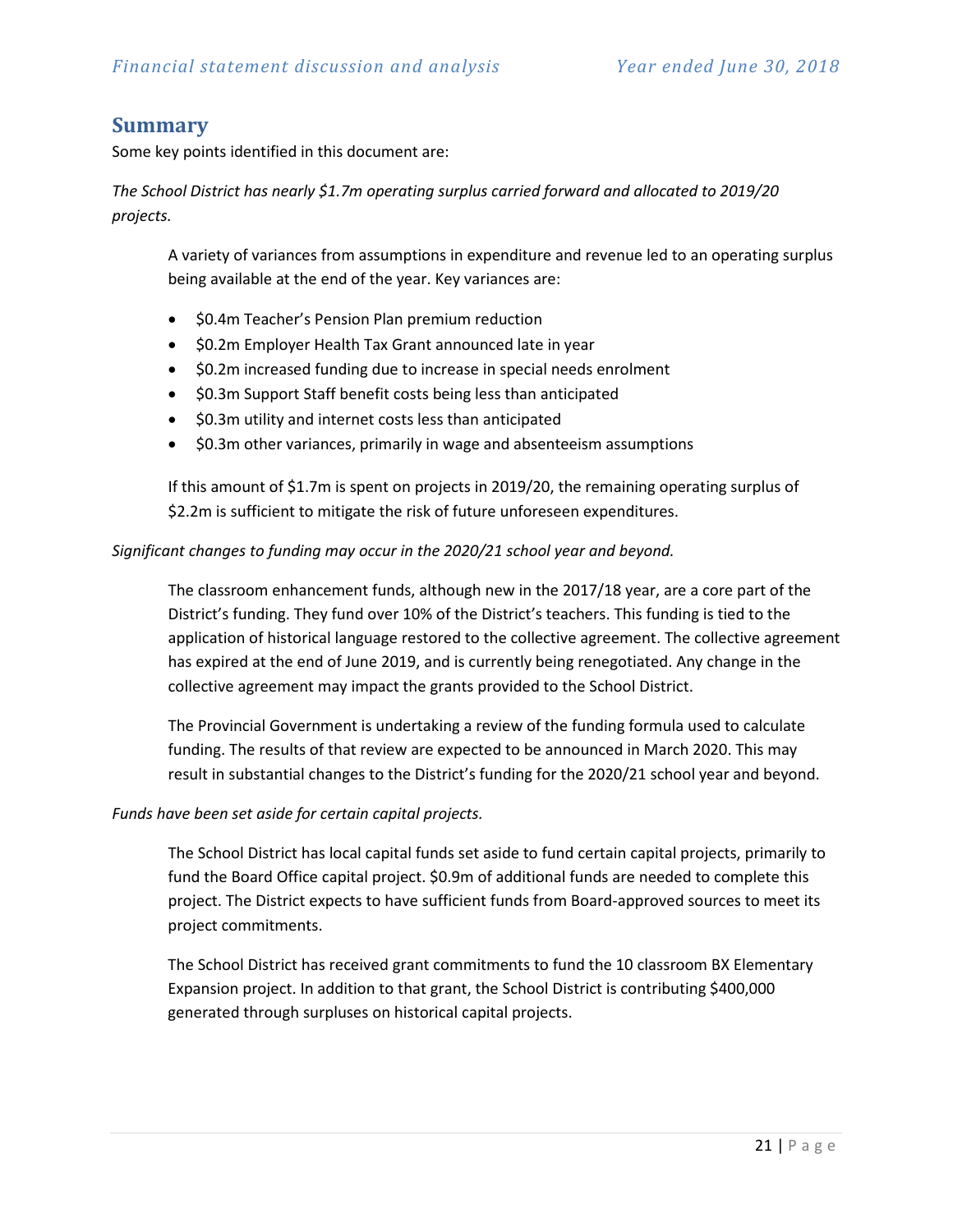## Summary

Some key points identified in this document are:

*The School District has nearly $1.7m operating surplus carried forward and allocated to 2019/20 projects.*

A variety of variances from assumptions in expenditure and revenue led to an operating surplus being available at the end of the year. Key variances are:

- $0.4m Teacher's Pension Plan premium reduction
- $0.2m Employer Health Tax Grant announced late in year
- $0.2m increased funding due to increase in special needs enrolment
- $0.3m Support Staff benefit costs being less than anticipated
- $0.3m utility and internet costs less than anticipated
- $0.3m other variances, primarily in wage and absenteeism assumptions

If this amount of $1.7m is spent on projects in 2019/20, the remaining operating surplus of $2.2m is sufficient to mitigate the risk of future unforeseen expenditures.

*Significant changes to funding may occur in the 2020/21 school year and beyond.*

The classroom enhancement funds, although new in the 2017/18 year, are a core part of the District's funding. They fund over 10% of the District's teachers. This funding is tied to the application of historical language restored to the collective agreement. The collective agreement has expired at the end of June 2019, and is currently being renegotiated. Any change in the collective agreement may impact the grants provided to the School District.

The Provincial Government is undertaking a review of the funding formula used to calculate funding. The results of that review are expected to be announced in March 2020. This may result in substantial changes to the District's funding for the 2020/21 school year and beyond.

*Funds have been set aside for certain capital projects.*

The School District has local capital funds set aside to fund certain capital projects, primarily to fund the Board Office capital project. $0.9m of additional funds are needed to complete this project. The District expects to have sufficient funds from Board-approved sources to meet its project commitments.

The School District has received grant commitments to fund the 10 classroom BX Elementary Expansion project. In addition to that grant, the School District is contributing $400,000 generated through surpluses on historical capital projects.